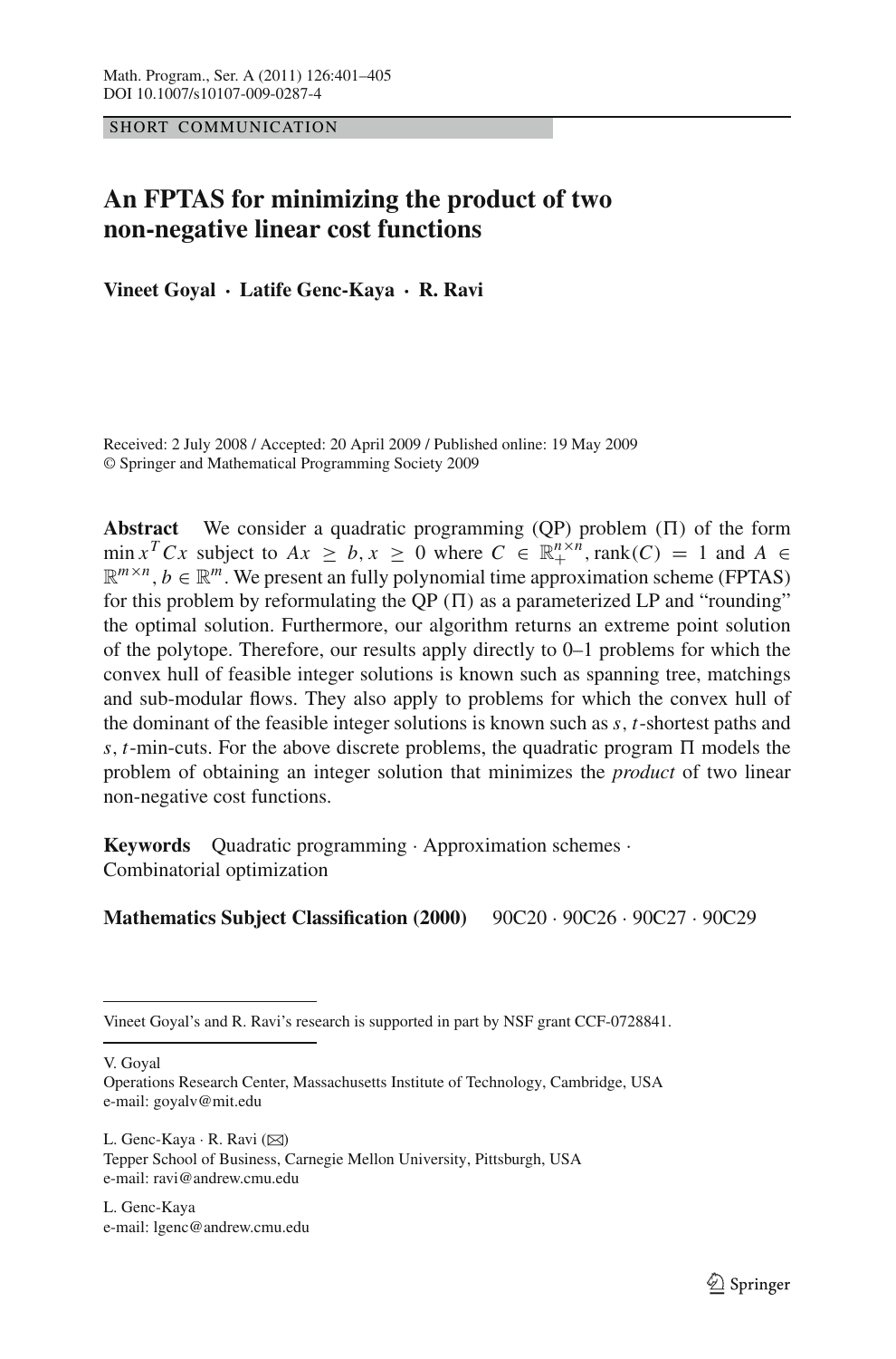SHORT COMMUNICATION

# An FPTAS for minimizing the product of two non-negative linear cost functions

**Vineet Goyal · Latife Genc-Kaya · R. Ravi**

Received: 2 July 2008 / Accepted: 20 April 2009 / Published online: 19 May 2009
© Springer and Mathematical Programming Society 2009

**Abstract** We consider a quadratic programming (QP) problem ($\Pi$) of the form $\min x^T Cx$ subject to $Ax \geq b, x \geq 0$ where $C \in \mathbb{R}_+^{n \times n}$, $\text{rank}(C) = 1$ and $A \in \mathbb{R}^{m \times n}, b \in \mathbb{R}^m$. We present an fully polynomial time approximation scheme (FPTAS) for this problem by reformulating the QP ($\Pi$) as a parameterized LP and "rounding" the optimal solution. Furthermore, our algorithm returns an extreme point solution of the polytope. Therefore, our results apply directly to 0–1 problems for which the convex hull of feasible integer solutions is known such as spanning tree, matchings and sub-modular flows. They also apply to problems for which the convex hull of the dominant of the feasible integer solutions is known such as $s, t$-shortest paths and $s, t$-min-cuts. For the above discrete problems, the quadratic program $\Pi$ models the problem of obtaining an integer solution that minimizes the *product* of two linear non-negative cost functions.

**Keywords** Quadratic programming · Approximation schemes · Combinatorial optimization

**Mathematics Subject Classification (2000)** 90C20 · 90C26 · 90C27 · 90C29

---

Vineet Goyal's and R. Ravi's research is supported in part by NSF grant CCF-0728841.

V. Goyal
Operations Research Center, Massachusetts Institute of Technology, Cambridge, USA
e-mail: goyalv@mit.edu

L. Genc-Kaya · R. Ravi (✉)
Tepper School of Business, Carnegie Mellon University, Pittsburgh, USA
e-mail: ravi@andrew.cmu.edu

L. Genc-Kaya
e-mail: lgenc@andrew.cmu.edu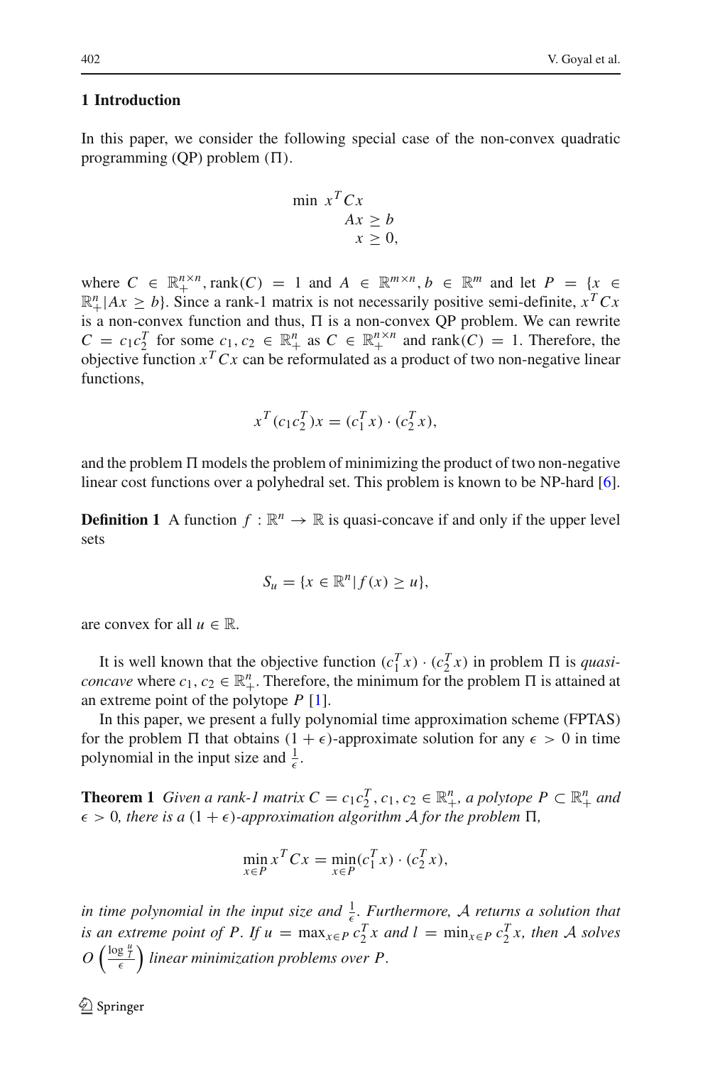## 1 Introduction

In this paper, we consider the following special case of the non-convex quadratic programming (QP) problem ($\Pi$).

$$
\begin{aligned}
\min \ & x^T C x \\
& Ax \geq b \\
& x \geq 0,
\end{aligned}
$$

where $C \in \mathbb{R}_+^{n \times n}$, $\text{rank}(C) = 1$ and $A \in \mathbb{R}^{m \times n}$, $b \in \mathbb{R}^m$ and let $P = \{x \in \mathbb{R}_+^n | Ax \geq b\}$. Since a rank-1 matrix is not necessarily positive semi-definite, $x^T C x$ is a non-convex function and thus, $\Pi$ is a non-convex QP problem. We can rewrite $C = c_1 c_2^T$ for some $c_1, c_2 \in \mathbb{R}_+^n$ as $C \in \mathbb{R}_+^{n \times n}$ and $\text{rank}(C) = 1$. Therefore, the objective function $x^T C x$ can be reformulated as a product of two non-negative linear functions,

$$
x^T (c_1 c_2^T) x = (c_1^T x) \cdot (c_2^T x),
$$

and the problem $\Pi$ models the problem of minimizing the product of two non-negative linear cost functions over a polyhedral set. This problem is known to be NP-hard [6].

**Definition 1** A function $f : \mathbb{R}^n \rightarrow \mathbb{R}$ is quasi-concave if and only if the upper level sets

$$
S_u = \{x \in \mathbb{R}^n | f(x) \geq u\},
$$

are convex for all $u \in \mathbb{R}$.

It is well known that the objective function $(c_1^T x) \cdot (c_2^T x)$ in problem $\Pi$ is *quasi-concave* where $c_1, c_2 \in \mathbb{R}_+^n$. Therefore, the minimum for the problem $\Pi$ is attained at an extreme point of the polytope $P$ [1].

In this paper, we present a fully polynomial time approximation scheme (FPTAS) for the problem $\Pi$ that obtains $(1 + \epsilon)$-approximate solution for any $\epsilon > 0$ in time polynomial in the input size and $\frac{1}{\epsilon}$.

**Theorem 1** *Given a rank-1 matrix $C = c_1 c_2^T$, $c_1, c_2 \in \mathbb{R}_+^n$, a polytope $P \subset \mathbb{R}_+^n$ and $\epsilon > 0$, there is a $(1 + \epsilon)$-approximation algorithm $\mathcal{A}$ for the problem $\Pi$,*

$$
\min_{x \in P} x^T C x = \min_{x \in P} (c_1^T x) \cdot (c_2^T x),
$$

*in time polynomial in the input size and $\frac{1}{\epsilon}$. Furthermore, $\mathcal{A}$ returns a solution that is an extreme point of $P$. If $u = \max_{x \in P} c_2^T x$ and $l = \min_{x \in P} c_2^T x$, then $\mathcal{A}$ solves $O\left(\frac{\log \frac{u}{l}}{\epsilon}\right)$ linear minimization problems over $P$.*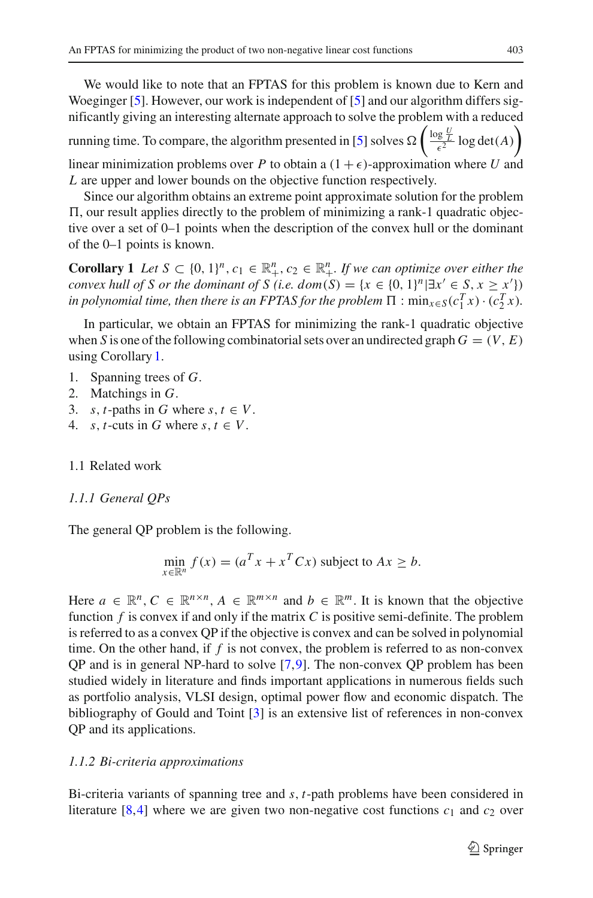We would like to note that an FPTAS for this problem is known due to Kern and Woeginger [5]. However, our work is independent of [5] and our algorithm differs significantly giving an interesting alternate approach to solve the problem with a reduced running time. To compare, the algorithm presented in [5] solves $\Omega\left(\frac{\log \frac{U}{L}}{\epsilon^2} \log \det(A)\right)$ linear minimization problems over $P$ to obtain a $(1+\epsilon)$-approximation where $U$ and $L$ are upper and lower bounds on the objective function respectively.

Since our algorithm obtains an extreme point approximate solution for the problem $\Pi$, our result applies directly to the problem of minimizing a rank-1 quadratic objective over a set of 0–1 points when the description of the convex hull or the dominant of the 0–1 points is known.

**Corollary 1** *Let $S \subset \{0,1\}^n, c_1 \in \mathbb{R}^n_+, c_2 \in \mathbb{R}^n_+$. If we can optimize over either the convex hull of $S$ or the dominant of $S$ (i.e. $dom(S) = \{x \in \{0,1\}^n | \exists x' \in S, x \geq x'\}$) in polynomial time, then there is an FPTAS for the problem $\Pi : \min_{x \in S}(c_1^T x) \cdot (c_2^T x)$.*

In particular, we obtain an FPTAS for minimizing the rank-1 quadratic objective when $S$ is one of the following combinatorial sets over an undirected graph $G = (V, E)$ using Corollary 1.

1. Spanning trees of $G$.
2. Matchings in $G$.
3. $s, t$-paths in $G$ where $s, t \in V$.
4. $s, t$-cuts in $G$ where $s, t \in V$.

## 1.1 Related work

### *1.1.1 General QPs*

The general QP problem is the following.

$$\min_{x \in \mathbb{R}^n} f(x) = (a^T x + x^T C x) \text{ subject to } Ax \geq b.$$

Here $a \in \mathbb{R}^n, C \in \mathbb{R}^{n \times n}, A \in \mathbb{R}^{m \times n}$ and $b \in \mathbb{R}^m$. It is known that the objective function $f$ is convex if and only if the matrix $C$ is positive semi-definite. The problem is referred to as a convex QP if the objective is convex and can be solved in polynomial time. On the other hand, if $f$ is not convex, the problem is referred to as non-convex QP and is in general NP-hard to solve [7,9]. The non-convex QP problem has been studied widely in literature and finds important applications in numerous fields such as portfolio analysis, VLSI design, optimal power flow and economic dispatch. The bibliography of Gould and Toint [3] is an extensive list of references in non-convex QP and its applications.

### *1.1.2 Bi-criteria approximations*

Bi-criteria variants of spanning tree and $s, t$-path problems have been considered in literature [8,4] where we are given two non-negative cost functions $c_1$ and $c_2$ over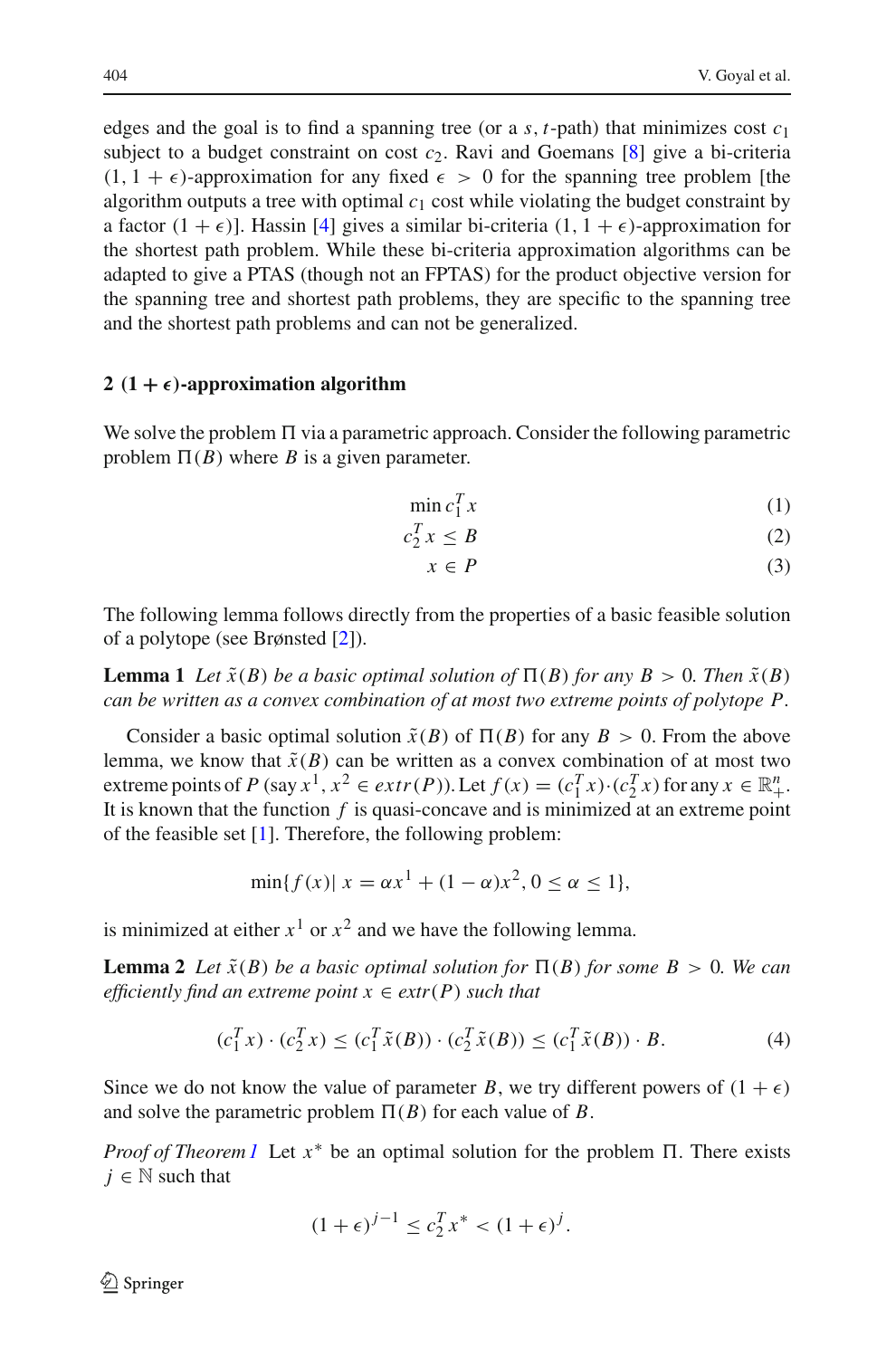edges and the goal is to find a spanning tree (or a $s, t$-path) that minimizes cost $c_1$ subject to a budget constraint on cost $c_2$. Ravi and Goemans [8] give a bi-criteria $(1, 1+\epsilon)$-approximation for any fixed $\epsilon > 0$ for the spanning tree problem [the algorithm outputs a tree with optimal $c_1$ cost while violating the budget constraint by a factor $(1+\epsilon)$]. Hassin [4] gives a similar bi-criteria $(1, 1+\epsilon)$-approximation for the shortest path problem. While these bi-criteria approximation algorithms can be adapted to give a PTAS (though not an FPTAS) for the product objective version for the spanning tree and shortest path problems, they are specific to the spanning tree and the shortest path problems and can not be generalized.

## 2 $(1+\epsilon)$-approximation algorithm

We solve the problem $\Pi$ via a parametric approach. Consider the following parametric problem $\Pi(B)$ where $B$ is a given parameter.

$$\min c_1^T x \tag{1}$$

$$c_2^T x \leq B \tag{2}$$

$$x \in P \tag{3}$$

The following lemma follows directly from the properties of a basic feasible solution of a polytope (see Brønsted [2]).

**Lemma 1** *Let $\tilde{x}(B)$ be a basic optimal solution of $\Pi(B)$ for any $B > 0$. Then $\tilde{x}(B)$ can be written as a convex combination of at most two extreme points of polytope $P$.*

Consider a basic optimal solution $\tilde{x}(B)$ of $\Pi(B)$ for any $B > 0$. From the above lemma, we know that $\tilde{x}(B)$ can be written as a convex combination of at most two extreme points of $P$ (say $x^1, x^2 \in extr(P)$). Let $f(x) = (c_1^T x) \cdot (c_2^T x)$ for any $x \in \mathbb{R}_+^n$. It is known that the function $f$ is quasi-concave and is minimized at an extreme point of the feasible set [1]. Therefore, the following problem:

$$\min\{f(x) \mid x = \alpha x^1 + (1-\alpha)x^2, 0 \leq \alpha \leq 1\},$$

is minimized at either $x^1$ or $x^2$ and we have the following lemma.

**Lemma 2** *Let $\tilde{x}(B)$ be a basic optimal solution for $\Pi(B)$ for some $B > 0$. We can efficiently find an extreme point $x \in extr(P)$ such that*

$$(c_1^T x) \cdot (c_2^T x) \leq (c_1^T \tilde{x}(B)) \cdot (c_2^T \tilde{x}(B)) \leq (c_1^T \tilde{x}(B)) \cdot B. \tag{4}$$

Since we do not know the value of parameter $B$, we try different powers of $(1+\epsilon)$ and solve the parametric problem $\Pi(B)$ for each value of $B$.

*Proof of Theorem 1* Let $x^*$ be an optimal solution for the problem $\Pi$. There exists $j \in \mathbb{N}$ such that

$$(1+\epsilon)^{j-1} \leq c_2^T x^* < (1+\epsilon)^j.$$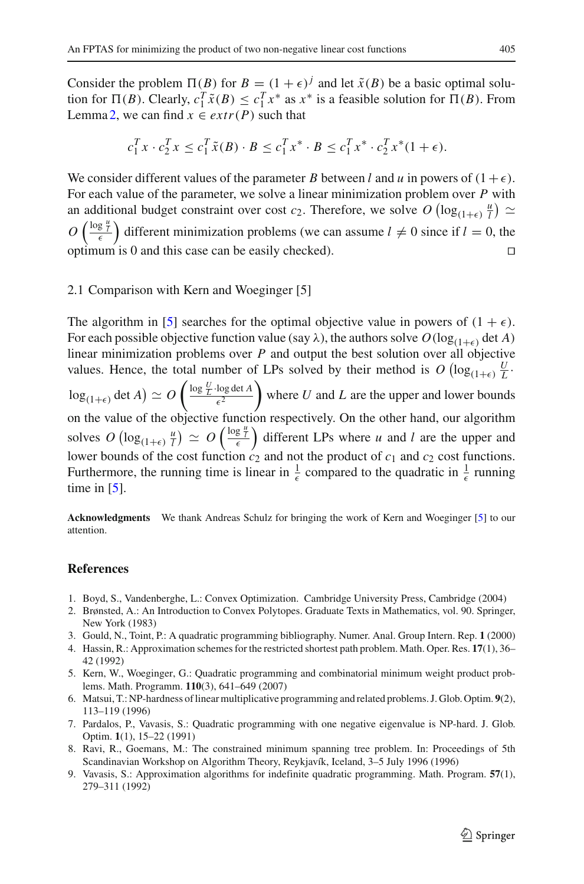Consider the problem $\Pi(B)$ for $B = (1+\epsilon)^j$ and let $\tilde{x}(B)$ be a basic optimal solution for $\Pi(B)$. Clearly, $c_1^T \tilde{x}(B) \leq c_1^T x^*$ as $x^*$ is a feasible solution for $\Pi(B)$. From Lemma 2, we can find $x \in extr(P)$ such that

$$c_1^T x \cdot c_2^T x \leq c_1^T \tilde{x}(B) \cdot B \leq c_1^T x^* \cdot B \leq c_1^T x^* \cdot c_2^T x^* (1+\epsilon).$$

We consider different values of the parameter $B$ between $l$ and $u$ in powers of $(1+\epsilon)$. For each value of the parameter, we solve a linear minimization problem over $P$ with an additional budget constraint over cost $c_2$. Therefore, we solve $O\left(\log_{(1+\epsilon)} \frac{u}{l}\right) \simeq O\left(\frac{\log \frac{u}{l}}{\epsilon}\right)$ different minimization problems (we can assume $l \neq 0$ since if $l = 0$, the optimum is 0 and this case can be easily checked). $\square$

## 2.1 Comparison with Kern and Woeginger [5]

The algorithm in [5] searches for the optimal objective value in powers of $(1+\epsilon)$. For each possible objective function value (say $\lambda$), the authors solve $O(\log_{(1+\epsilon)} \det A)$ linear minimization problems over $P$ and output the best solution over all objective values. Hence, the total number of LPs solved by their method is $O\left(\log_{(1+\epsilon)} \frac{U}{L} \cdot \log_{(1+\epsilon)} \det A\right) \simeq O\left(\frac{\log \frac{U}{L} \cdot \log \det A}{\epsilon^2}\right)$ where $U$ and $L$ are the upper and lower bounds on the value of the objective function respectively. On the other hand, our algorithm solves $O\left(\log_{(1+\epsilon)} \frac{u}{l}\right) \simeq O\left(\frac{\log \frac{u}{l}}{\epsilon}\right)$ different LPs where $u$ and $l$ are the upper and lower bounds of the cost function $c_2$ and not the product of $c_1$ and $c_2$ cost functions. Furthermore, the running time is linear in $\frac{1}{\epsilon}$ compared to the quadratic in $\frac{1}{\epsilon}$ running time in [5].

**Acknowledgments** We thank Andreas Schulz for bringing the work of Kern and Woeginger [5] to our attention.

## References

1. Boyd, S., Vandenberghe, L.: Convex Optimization. Cambridge University Press, Cambridge (2004)
2. Brønsted, A.: An Introduction to Convex Polytopes. Graduate Texts in Mathematics, vol. 90. Springer, New York (1983)
3. Gould, N., Toint, P.: A quadratic programming bibliography. Numer. Anal. Group Intern. Rep. **1** (2000)
4. Hassin, R.: Approximation schemes for the restricted shortest path problem. Math. Oper. Res. **17**(1), 36–42 (1992)
5. Kern, W., Woeginger, G.: Quadratic programming and combinatorial minimum weight product problems. Math. Programm. **110**(3), 641–649 (2007)
6. Matsui, T.: NP-hardness of linear multiplicative programming and related problems. J. Glob. Optim. **9**(2), 113–119 (1996)
7. Pardalos, P., Vavasis, S.: Quadratic programming with one negative eigenvalue is NP-hard. J. Glob. Optim. **1**(1), 15–22 (1991)
8. Ravi, R., Goemans, M.: The constrained minimum spanning tree problem. In: Proceedings of 5th Scandinavian Workshop on Algorithm Theory, Reykjavík, Iceland, 3–5 July 1996 (1996)
9. Vavasis, S.: Approximation algorithms for indefinite quadratic programming. Math. Program. **57**(1), 279–311 (1992)